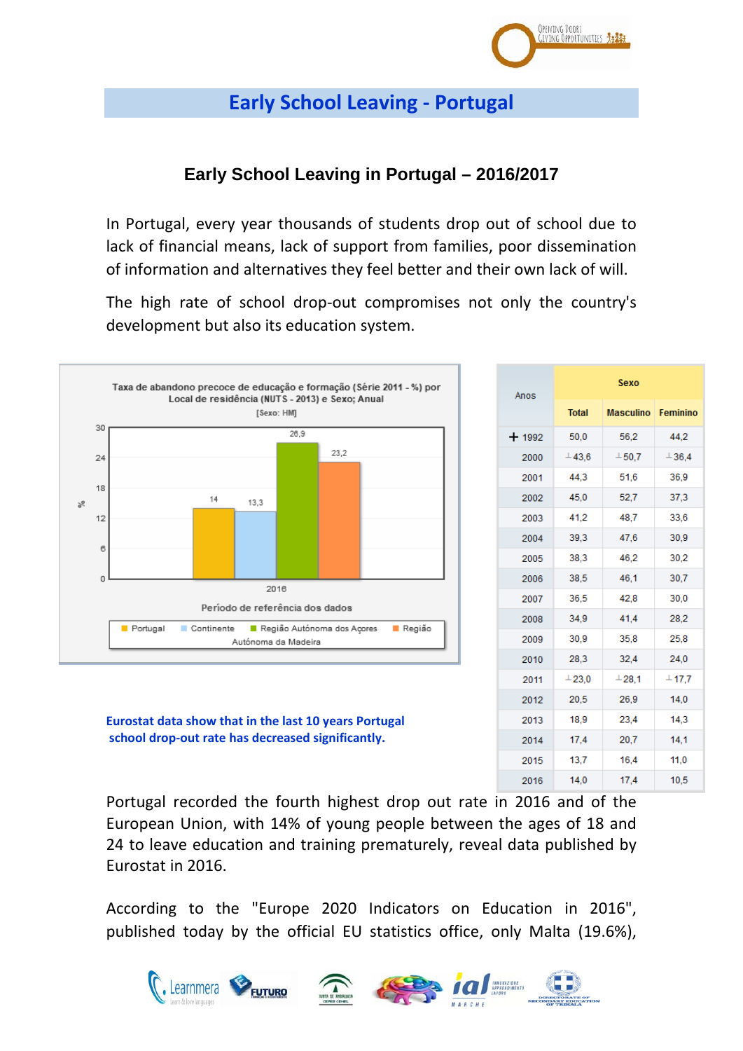# Early School Leaving - Portugal

## Early School Leaving in Portugal – 2016/2017

In Portugal, every year thousands of students drop out of school due to lack of financial means, lack of support from families, poor dissemination of information and alternatives they feel better and their own lack of will.

The high rate of school drop-out compromises not only the country's development but also its education system.

Taxa de abandono precoce de educação e formação (Série 2011 - %) por Local de residência (NUTS - 2013) e Sexo; Anual
[Sexo: HM]

| 2016 | % |
|---|---|
| Portugal | 14 |
| Continente | 13,3 |
| Região Autónoma dos Açores | 26,9 |
| Região Autónoma da Madeira | 23,2 |

Período de referência dos dados

| Anos | Sexo | | |
|---|---|---|---|
| | Total | Masculino | Feminino |
| 1992 | 50,0 | 56,2 | 44,2 |
| 2000 | ⊥43,6 | ⊥50,7 | ⊥36,4 |
| 2001 | 44,3 | 51,6 | 36,9 |
| 2002 | 45,0 | 52,7 | 37,3 |
| 2003 | 41,2 | 48,7 | 33,6 |
| 2004 | 39,3 | 47,6 | 30,9 |
| 2005 | 38,3 | 46,2 | 30,2 |
| 2006 | 38,5 | 46,1 | 30,7 |
| 2007 | 36,5 | 42,8 | 30,0 |
| 2008 | 34,9 | 41,4 | 28,2 |
| 2009 | 30,9 | 35,8 | 25,8 |
| 2010 | 28,3 | 32,4 | 24,0 |
| 2011 | ⊥23,0 | ⊥28,1 | ⊥17,7 |
| 2012 | 20,5 | 26,9 | 14,0 |
| 2013 | 18,9 | 23,4 | 14,3 |
| 2014 | 17,4 | 20,7 | 14,1 |
| 2015 | 13,7 | 16,4 | 11,0 |
| 2016 | 14,0 | 17,4 | 10,5 |

**Eurostat data show that in the last 10 years Portugal school drop-out rate has decreased significantly.**

Portugal recorded the fourth highest drop out rate in 2016 and of the European Union, with 14% of young people between the ages of 18 and 24 to leave education and training prematurely, reveal data published by Eurostat in 2016.

According to the "Europe 2020 Indicators on Education in 2016", published today by the official EU statistics office, only Malta (19.6%),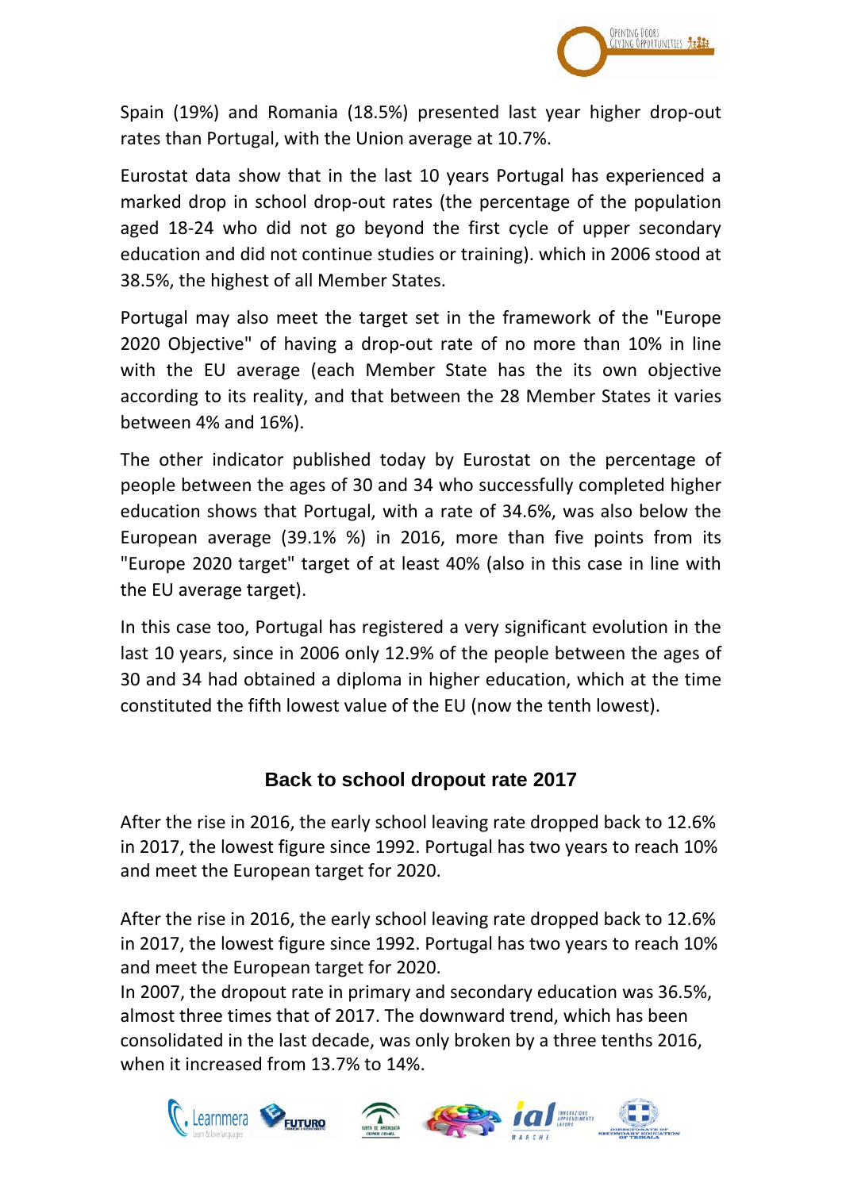Spain (19%) and Romania (18.5%) presented last year higher drop-out rates than Portugal, with the Union average at 10.7%.

Eurostat data show that in the last 10 years Portugal has experienced a marked drop in school drop-out rates (the percentage of the population aged 18-24 who did not go beyond the first cycle of upper secondary education and did not continue studies or training). which in 2006 stood at 38.5%, the highest of all Member States.

Portugal may also meet the target set in the framework of the "Europe 2020 Objective" of having a drop-out rate of no more than 10% in line with the EU average (each Member State has the its own objective according to its reality, and that between the 28 Member States it varies between 4% and 16%).

The other indicator published today by Eurostat on the percentage of people between the ages of 30 and 34 who successfully completed higher education shows that Portugal, with a rate of 34.6%, was also below the European average (39.1% %) in 2016, more than five points from its "Europe 2020 target" target of at least 40% (also in this case in line with the EU average target).

In this case too, Portugal has registered a very significant evolution in the last 10 years, since in 2006 only 12.9% of the people between the ages of 30 and 34 had obtained a diploma in higher education, which at the time constituted the fifth lowest value of the EU (now the tenth lowest).

## Back to school dropout rate 2017

After the rise in 2016, the early school leaving rate dropped back to 12.6% in 2017, the lowest figure since 1992. Portugal has two years to reach 10% and meet the European target for 2020.

After the rise in 2016, the early school leaving rate dropped back to 12.6% in 2017, the lowest figure since 1992. Portugal has two years to reach 10% and meet the European target for 2020.
In 2007, the dropout rate in primary and secondary education was 36.5%, almost three times that of 2017. The downward trend, which has been consolidated in the last decade, was only broken by a three tenths 2016, when it increased from 13.7% to 14%.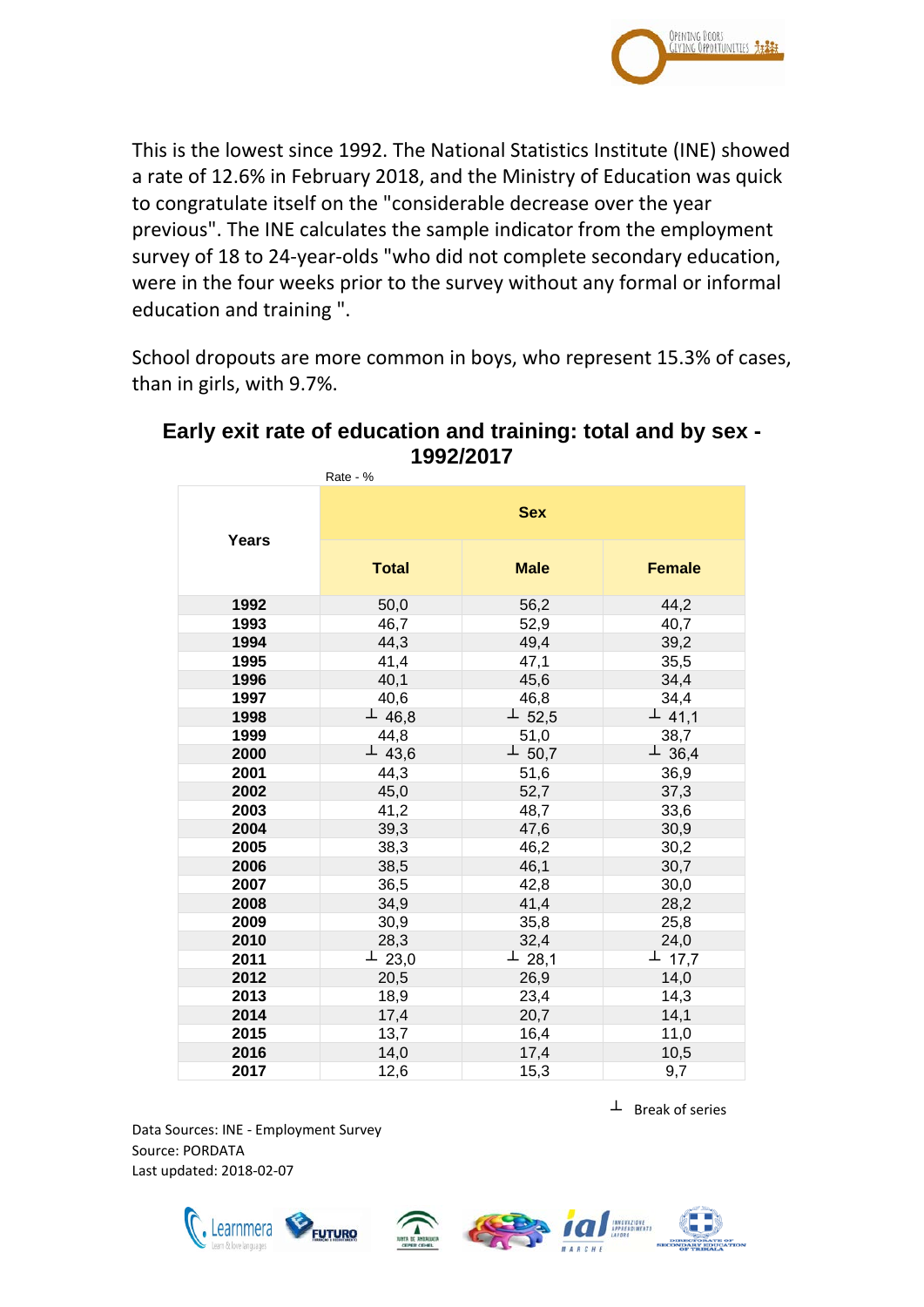This is the lowest since 1992. The National Statistics Institute (INE) showed a rate of 12.6% in February 2018, and the Ministry of Education was quick to congratulate itself on the "considerable decrease over the year previous". The INE calculates the sample indicator from the employment survey of 18 to 24-year-olds "who did not complete secondary education, were in the four weeks prior to the survey without any formal or informal education and training ".

School dropouts are more common in boys, who represent 15.3% of cases, than in girls, with 9.7%.

## Early exit rate of education and training: total and by sex - 1992/2017

Rate - %

| Years | Sex | | |
|---|---|---|---|
| | Total | Male | Female |
| 1992 | 50,0 | 56,2 | 44,2 |
| 1993 | 46,7 | 52,9 | 40,7 |
| 1994 | 44,3 | 49,4 | 39,2 |
| 1995 | 41,4 | 47,1 | 35,5 |
| 1996 | 40,1 | 45,6 | 34,4 |
| 1997 | 40,6 | 46,8 | 34,4 |
| 1998 | ⊥ 46,8 | ⊥ 52,5 | ⊥ 41,1 |
| 1999 | 44,8 | 51,0 | 38,7 |
| 2000 | ⊥ 43,6 | ⊥ 50,7 | ⊥ 36,4 |
| 2001 | 44,3 | 51,6 | 36,9 |
| 2002 | 45,0 | 52,7 | 37,3 |
| 2003 | 41,2 | 48,7 | 33,6 |
| 2004 | 39,3 | 47,6 | 30,9 |
| 2005 | 38,3 | 46,2 | 30,2 |
| 2006 | 38,5 | 46,1 | 30,7 |
| 2007 | 36,5 | 42,8 | 30,0 |
| 2008 | 34,9 | 41,4 | 28,2 |
| 2009 | 30,9 | 35,8 | 25,8 |
| 2010 | 28,3 | 32,4 | 24,0 |
| 2011 | ⊥ 23,0 | ⊥ 28,1 | ⊥ 17,7 |
| 2012 | 20,5 | 26,9 | 14,0 |
| 2013 | 18,9 | 23,4 | 14,3 |
| 2014 | 17,4 | 20,7 | 14,1 |
| 2015 | 13,7 | 16,4 | 11,0 |
| 2016 | 14,0 | 17,4 | 10,5 |
| 2017 | 12,6 | 15,3 | 9,7 |

⊥ Break of series

Data Sources: INE - Employment Survey
Source: PORDATA
Last updated: 2018-02-07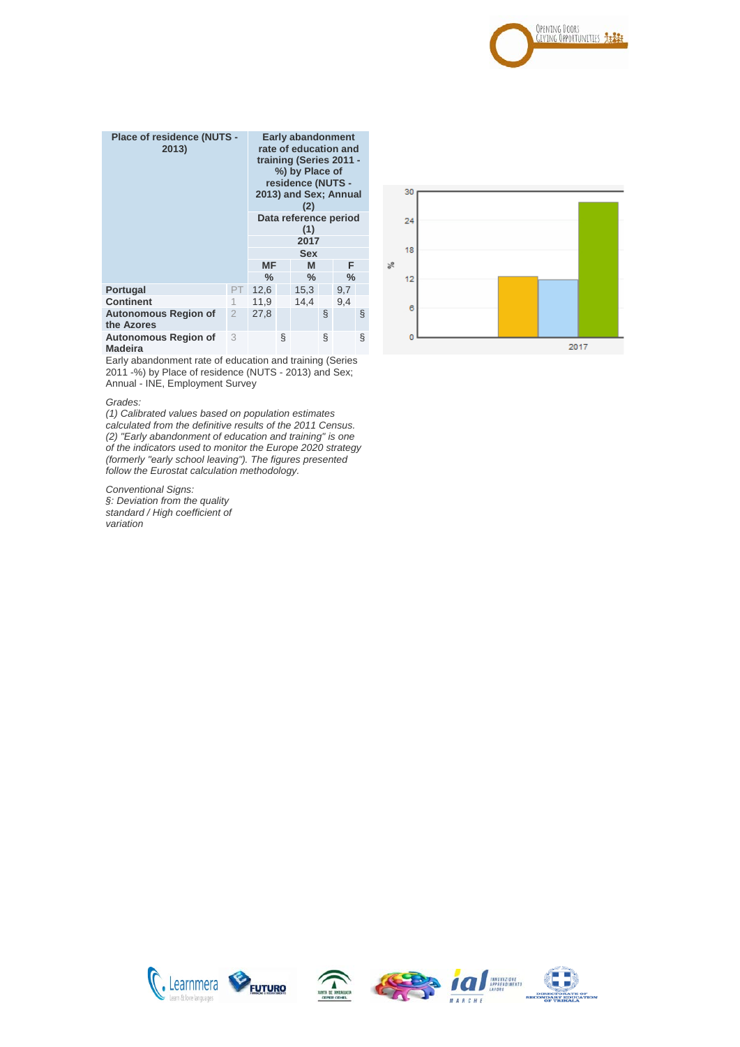| Place of residence (NUTS - 2013) | | Early abandonment rate of education and training (Series 2011 - %) by Place of residence (NUTS - 2013) and Sex; Annual (2) | | | | | |
|---|---|---|---|---|---|---|---|
| | | Data reference period (1) | | | | | |
| | | 2017 | | | | | |
| | | Sex | | | | | |
| | | MF | | M | | F | |
| | | % | | % | | % | |
| **Portugal** | PT | 12,6 | | 15,3 | | 9,7 | |
| **Continent** | 1 | 11,9 | | 14,4 | | 9,4 | |
| **Autonomous Region of the Azores** | 2 | 27,8 | | | § | | § |
| **Autonomous Region of Madeira** | 3 | | § | | § | | § |

Early abandonment rate of education and training (Series 2011 -%) by Place of residence (NUTS - 2013) and Sex; Annual - INE, Employment Survey

*Grades:*

*(1) Calibrated values based on population estimates calculated from the definitive results of the 2011 Census.*
*(2) "Early abandonment of education and training" is one of the indicators used to monitor the Europe 2020 strategy (formerly "early school leaving"). The figures presented follow the Eurostat calculation methodology.*

*Conventional Signs:*
*§: Deviation from the quality standard / High coefficient of variation*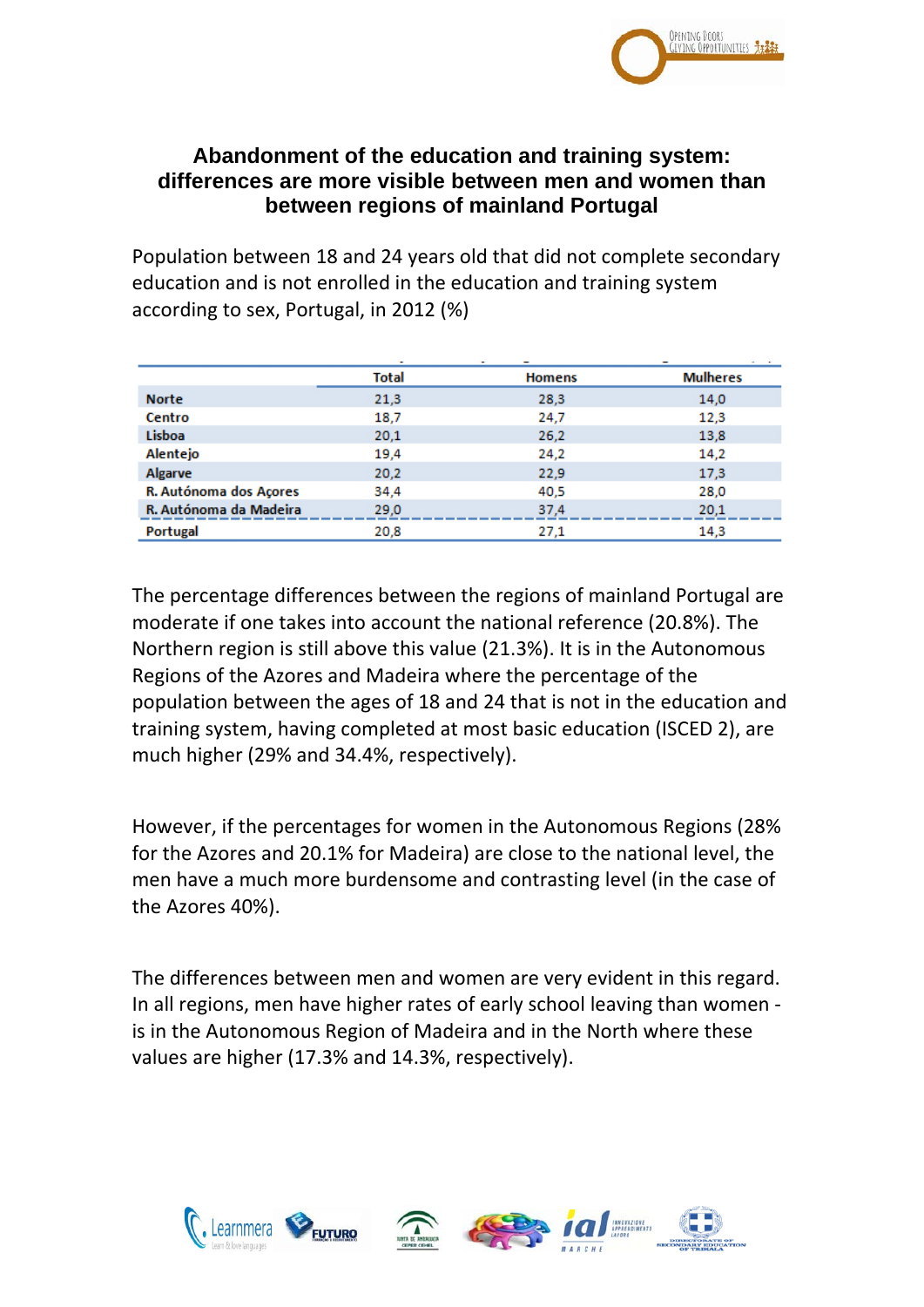### Abandonment of the education and training system: differences are more visible between men and women than between regions of mainland Portugal

Population between 18 and 24 years old that did not complete secondary education and is not enrolled in the education and training system according to sex, Portugal, in 2012 (%)

| | Total | Homens | Mulheres |
|---|---|---|---|
| Norte | 21,3 | 28,3 | 14,0 |
| Centro | 18,7 | 24,7 | 12,3 |
| Lisboa | 20,1 | 26,2 | 13,8 |
| Alentejo | 19,4 | 24,2 | 14,2 |
| Algarve | 20,2 | 22,9 | 17,3 |
| R. Autónoma dos Açores | 34,4 | 40,5 | 28,0 |
| R. Autónoma da Madeira | 29,0 | 37,4 | 20,1 |
| Portugal | 20,8 | 27,1 | 14,3 |

The percentage differences between the regions of mainland Portugal are moderate if one takes into account the national reference (20.8%). The Northern region is still above this value (21.3%). It is in the Autonomous Regions of the Azores and Madeira where the percentage of the population between the ages of 18 and 24 that is not in the education and training system, having completed at most basic education (ISCED 2), are much higher (29% and 34.4%, respectively).

However, if the percentages for women in the Autonomous Regions (28% for the Azores and 20.1% for Madeira) are close to the national level, the men have a much more burdensome and contrasting level (in the case of the Azores 40%).

The differences between men and women are very evident in this regard. In all regions, men have higher rates of early school leaving than women - is in the Autonomous Region of Madeira and in the North where these values are higher (17.3% and 14.3%, respectively).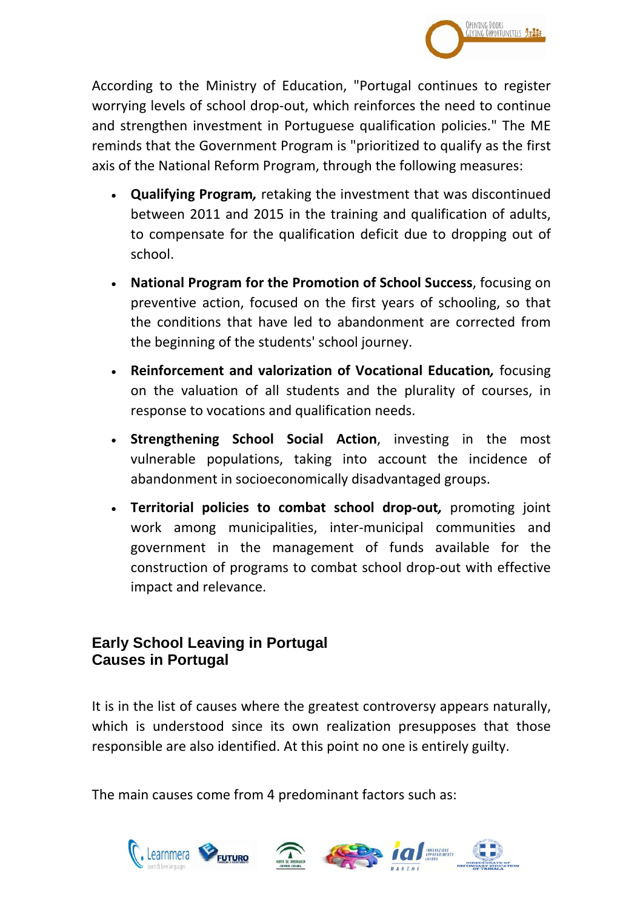According to the Ministry of Education, "Portugal continues to register worrying levels of school drop-out, which reinforces the need to continue and strengthen investment in Portuguese qualification policies." The ME reminds that the Government Program is "prioritized to qualify as the first axis of the National Reform Program, through the following measures:

- **Qualifying Program***,* retaking the investment that was discontinued between 2011 and 2015 in the training and qualification of adults, to compensate for the qualification deficit due to dropping out of school.
- **National Program for the Promotion of School Success**, focusing on preventive action, focused on the first years of schooling, so that the conditions that have led to abandonment are corrected from the beginning of the students' school journey.
- **Reinforcement and valorization of Vocational Education***,* focusing on the valuation of all students and the plurality of courses, in response to vocations and qualification needs.
- **Strengthening School Social Action**, investing in the most vulnerable populations, taking into account the incidence of abandonment in socioeconomically disadvantaged groups.
- **Territorial policies to combat school drop-out***,* promoting joint work among municipalities, inter-municipal communities and government in the management of funds available for the construction of programs to combat school drop-out with effective impact and relevance.

## Early School Leaving in Portugal
## Causes in Portugal

It is in the list of causes where the greatest controversy appears naturally, which is understood since its own realization presupposes that those responsible are also identified. At this point no one is entirely guilty.

The main causes come from 4 predominant factors such as: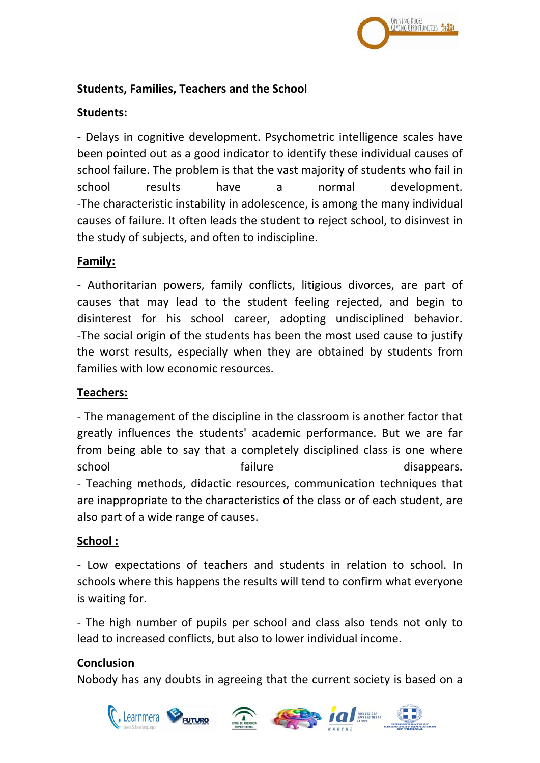**Students, Families, Teachers and the School**

**Students:**

- Delays in cognitive development. Psychometric intelligence scales have been pointed out as a good indicator to identify these individual causes of school failure. The problem is that the vast majority of students who fail in school results have a normal development.
-The characteristic instability in adolescence, is among the many individual causes of failure. It often leads the student to reject school, to disinvest in the study of subjects, and often to indiscipline.

**Family:**

- Authoritarian powers, family conflicts, litigious divorces, are part of causes that may lead to the student feeling rejected, and begin to disinterest for his school career, adopting undisciplined behavior.
-The social origin of the students has been the most used cause to justify the worst results, especially when they are obtained by students from families with low economic resources.

**Teachers:**

- The management of the discipline in the classroom is another factor that greatly influences the students' academic performance. But we are far from being able to say that a completely disciplined class is one where school failure disappears.
- Teaching methods, didactic resources, communication techniques that are inappropriate to the characteristics of the class or of each student, are also part of a wide range of causes.

**School :**

- Low expectations of teachers and students in relation to school. In schools where this happens the results will tend to confirm what everyone is waiting for.

- The high number of pupils per school and class also tends not only to lead to increased conflicts, but also to lower individual income.

**Conclusion**

Nobody has any doubts in agreeing that the current society is based on a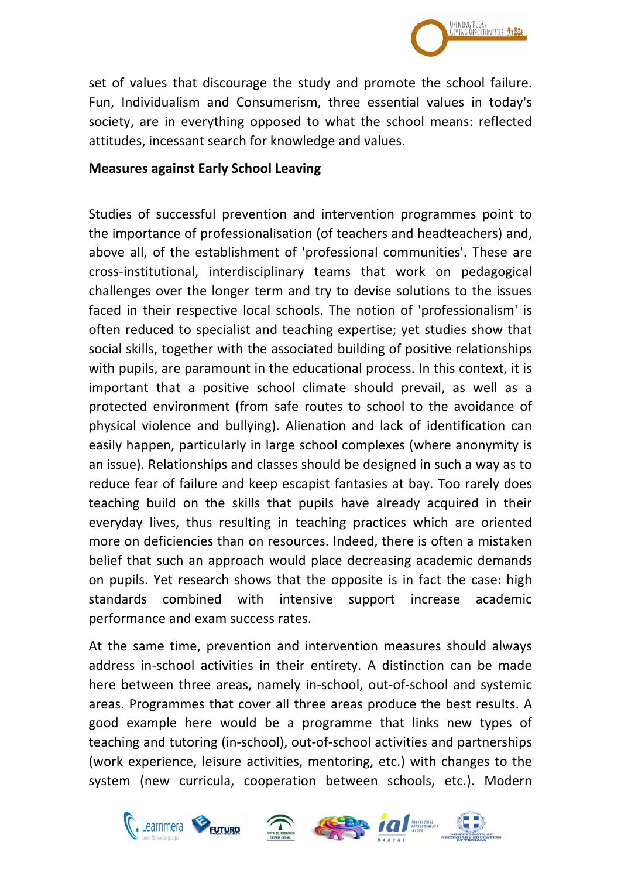set of values that discourage the study and promote the school failure. Fun, Individualism and Consumerism, three essential values in today's society, are in everything opposed to what the school means: reflected attitudes, incessant search for knowledge and values.

**Measures against Early School Leaving**

Studies of successful prevention and intervention programmes point to the importance of professionalisation (of teachers and headteachers) and, above all, of the establishment of 'professional communities'. These are cross-institutional, interdisciplinary teams that work on pedagogical challenges over the longer term and try to devise solutions to the issues faced in their respective local schools. The notion of 'professionalism' is often reduced to specialist and teaching expertise; yet studies show that social skills, together with the associated building of positive relationships with pupils, are paramount in the educational process. In this context, it is important that a positive school climate should prevail, as well as a protected environment (from safe routes to school to the avoidance of physical violence and bullying). Alienation and lack of identification can easily happen, particularly in large school complexes (where anonymity is an issue). Relationships and classes should be designed in such a way as to reduce fear of failure and keep escapist fantasies at bay. Too rarely does teaching build on the skills that pupils have already acquired in their everyday lives, thus resulting in teaching practices which are oriented more on deficiencies than on resources. Indeed, there is often a mistaken belief that such an approach would place decreasing academic demands on pupils. Yet research shows that the opposite is in fact the case: high standards combined with intensive support increase academic performance and exam success rates.

At the same time, prevention and intervention measures should always address in-school activities in their entirety. A distinction can be made here between three areas, namely in-school, out-of-school and systemic areas. Programmes that cover all three areas produce the best results. A good example here would be a programme that links new types of teaching and tutoring (in-school), out-of-school activities and partnerships (work experience, leisure activities, mentoring, etc.) with changes to the system (new curricula, cooperation between schools, etc.). Modern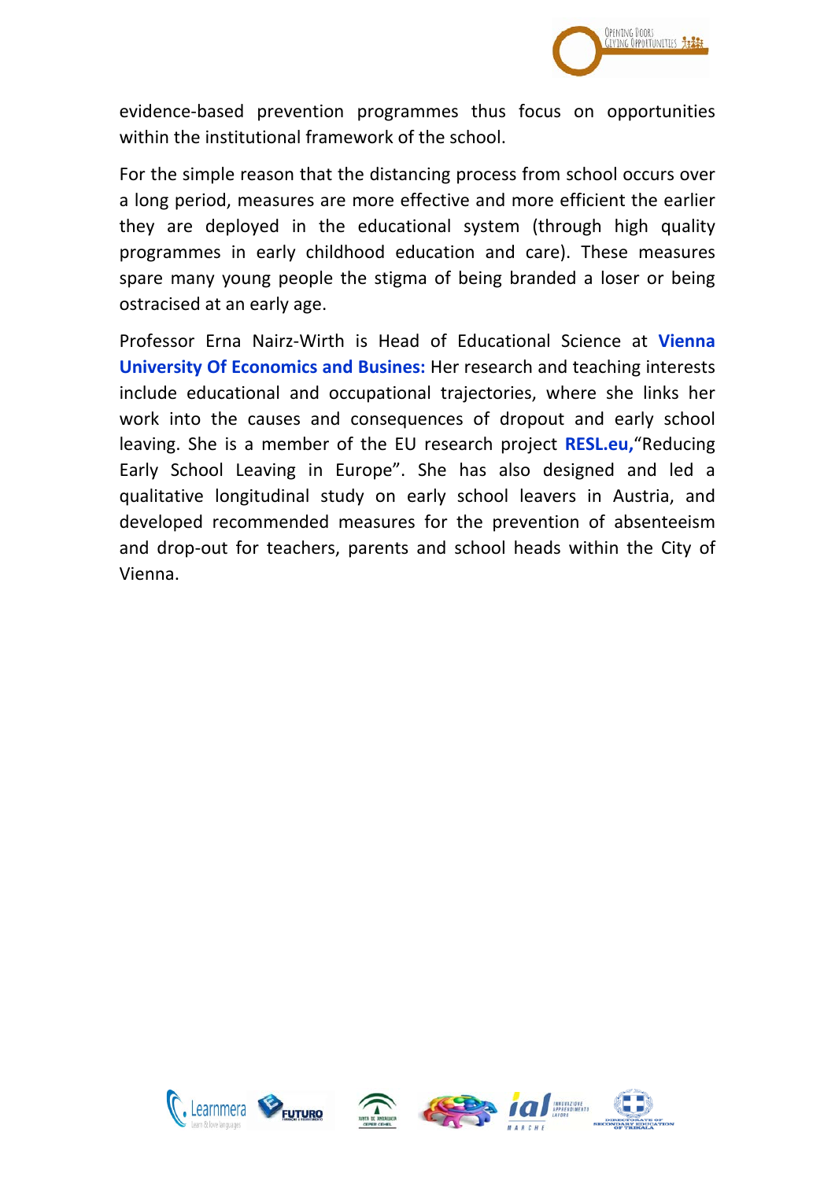evidence-based prevention programmes thus focus on opportunities within the institutional framework of the school.

For the simple reason that the distancing process from school occurs over a long period, measures are more effective and more efficient the earlier they are deployed in the educational system (through high quality programmes in early childhood education and care). These measures spare many young people the stigma of being branded a loser or being ostracised at an early age.

Professor Erna Nairz-Wirth is Head of Educational Science at **Vienna University Of Economics and Busines:** Her research and teaching interests include educational and occupational trajectories, where she links her work into the causes and consequences of dropout and early school leaving. She is a member of the EU research project **RESL.eu,**“Reducing Early School Leaving in Europe”. She has also designed and led a qualitative longitudinal study on early school leavers in Austria, and developed recommended measures for the prevention of absenteeism and drop-out for teachers, parents and school heads within the City of Vienna.